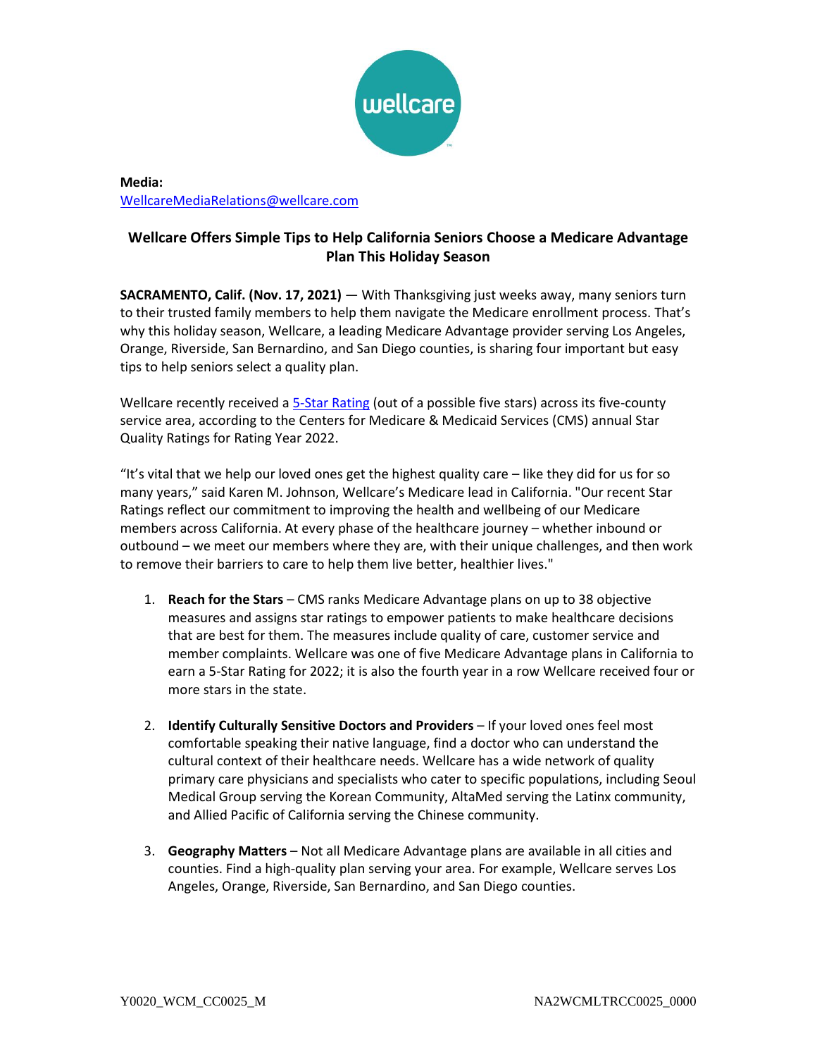**Media:**
WellcareMediaRelations@wellcare.com

## Wellcare Offers Simple Tips to Help California Seniors Choose a Medicare Advantage Plan This Holiday Season

**SACRAMENTO, Calif. (Nov. 17, 2021)** — With Thanksgiving just weeks away, many seniors turn to their trusted family members to help them navigate the Medicare enrollment process. That's why this holiday season, Wellcare, a leading Medicare Advantage provider serving Los Angeles, Orange, Riverside, San Bernardino, and San Diego counties, is sharing four important but easy tips to help seniors select a quality plan.

Wellcare recently received a 5-Star Rating (out of a possible five stars) across its five-county service area, according to the Centers for Medicare & Medicaid Services (CMS) annual Star Quality Ratings for Rating Year 2022.

"It's vital that we help our loved ones get the highest quality care – like they did for us for so many years," said Karen M. Johnson, Wellcare's Medicare lead in California. "Our recent Star Ratings reflect our commitment to improving the health and wellbeing of our Medicare members across California. At every phase of the healthcare journey – whether inbound or outbound – we meet our members where they are, with their unique challenges, and then work to remove their barriers to care to help them live better, healthier lives."

1. **Reach for the Stars** – CMS ranks Medicare Advantage plans on up to 38 objective measures and assigns star ratings to empower patients to make healthcare decisions that are best for them. The measures include quality of care, customer service and member complaints. Wellcare was one of five Medicare Advantage plans in California to earn a 5-Star Rating for 2022; it is also the fourth year in a row Wellcare received four or more stars in the state.

2. **Identify Culturally Sensitive Doctors and Providers** – If your loved ones feel most comfortable speaking their native language, find a doctor who can understand the cultural context of their healthcare needs. Wellcare has a wide network of quality primary care physicians and specialists who cater to specific populations, including Seoul Medical Group serving the Korean Community, AltaMed serving the Latinx community, and Allied Pacific of California serving the Chinese community.

3. **Geography Matters** – Not all Medicare Advantage plans are available in all cities and counties. Find a high-quality plan serving your area. For example, Wellcare serves Los Angeles, Orange, Riverside, San Bernardino, and San Diego counties.

Y0020_WCM_CC0025_M NA2WCMLTRCC0025_0000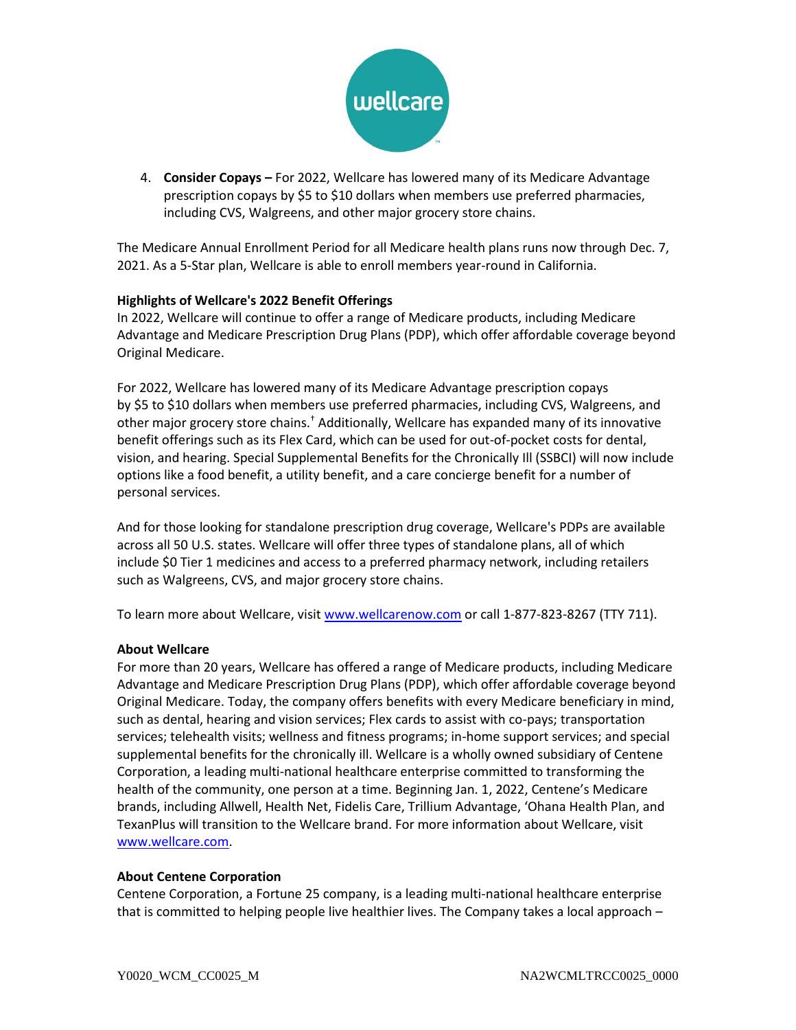4. **Consider Copays –** For 2022, Wellcare has lowered many of its Medicare Advantage prescription copays by $5 to $10 dollars when members use preferred pharmacies, including CVS, Walgreens, and other major grocery store chains.

The Medicare Annual Enrollment Period for all Medicare health plans runs now through Dec. 7, 2021. As a 5-Star plan, Wellcare is able to enroll members year-round in California.

**Highlights of Wellcare's 2022 Benefit Offerings**

In 2022, Wellcare will continue to offer a range of Medicare products, including Medicare Advantage and Medicare Prescription Drug Plans (PDP), which offer affordable coverage beyond Original Medicare.

For 2022, Wellcare has lowered many of its Medicare Advantage prescription copays by $5 to $10 dollars when members use preferred pharmacies, including CVS, Walgreens, and other major grocery store chains.[†] Additionally, Wellcare has expanded many of its innovative benefit offerings such as its Flex Card, which can be used for out-of-pocket costs for dental, vision, and hearing. Special Supplemental Benefits for the Chronically Ill (SSBCI) will now include options like a food benefit, a utility benefit, and a care concierge benefit for a number of personal services.

And for those looking for standalone prescription drug coverage, Wellcare's PDPs are available across all 50 U.S. states. Wellcare will offer three types of standalone plans, all of which include $0 Tier 1 medicines and access to a preferred pharmacy network, including retailers such as Walgreens, CVS, and major grocery store chains.

To learn more about Wellcare, visit www.wellcarenow.com or call 1-877-823-8267 (TTY 711).

**About Wellcare**

For more than 20 years, Wellcare has offered a range of Medicare products, including Medicare Advantage and Medicare Prescription Drug Plans (PDP), which offer affordable coverage beyond Original Medicare. Today, the company offers benefits with every Medicare beneficiary in mind, such as dental, hearing and vision services; Flex cards to assist with co-pays; transportation services; telehealth visits; wellness and fitness programs; in-home support services; and special supplemental benefits for the chronically ill. Wellcare is a wholly owned subsidiary of Centene Corporation, a leading multi-national healthcare enterprise committed to transforming the health of the community, one person at a time. Beginning Jan. 1, 2022, Centene's Medicare brands, including Allwell, Health Net, Fidelis Care, Trillium Advantage, 'Ohana Health Plan, and TexanPlus will transition to the Wellcare brand. For more information about Wellcare, visit www.wellcare.com.

**About Centene Corporation**

Centene Corporation, a Fortune 25 company, is a leading multi-national healthcare enterprise that is committed to helping people live healthier lives. The Company takes a local approach –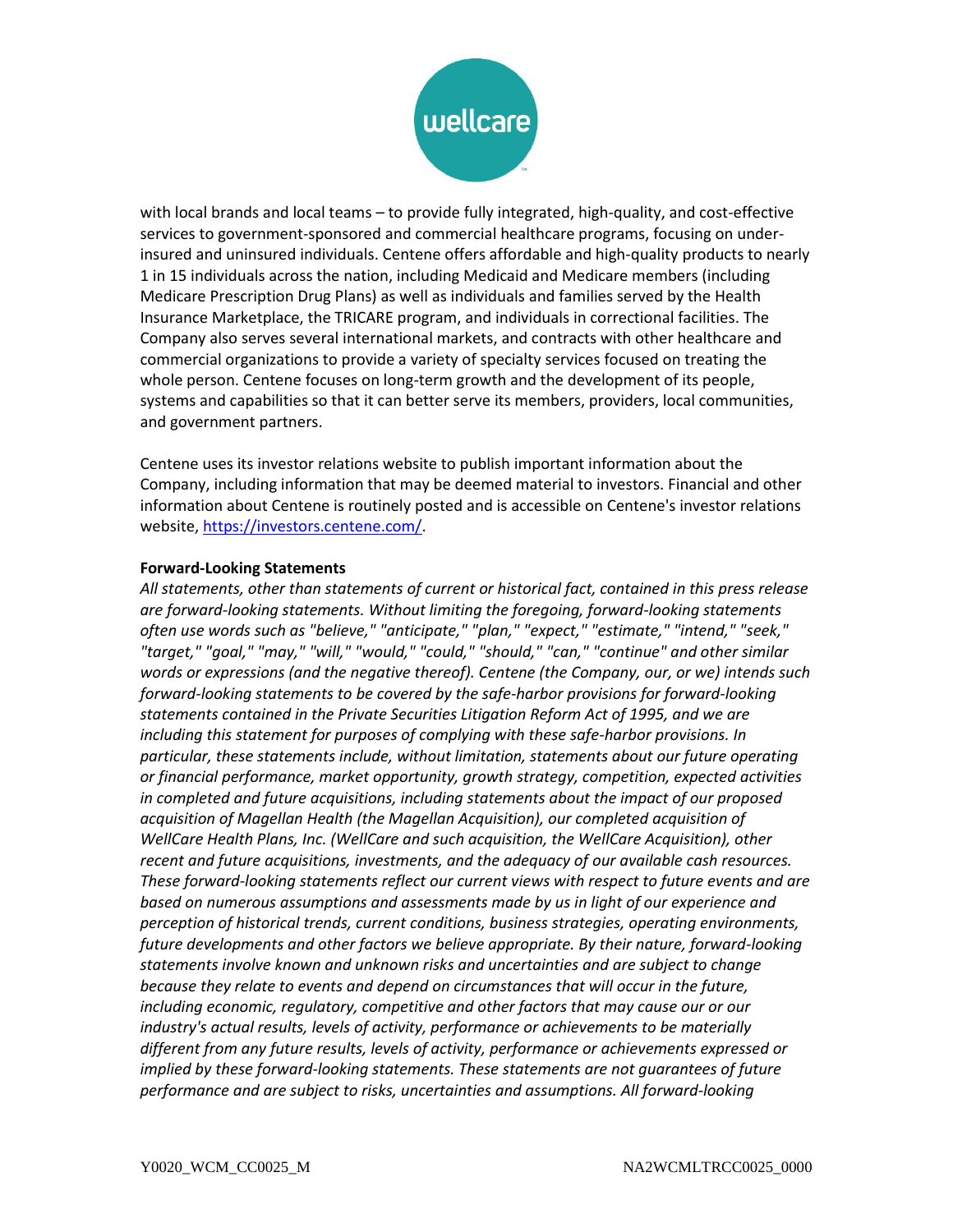with local brands and local teams – to provide fully integrated, high-quality, and cost-effective services to government-sponsored and commercial healthcare programs, focusing on under-insured and uninsured individuals. Centene offers affordable and high-quality products to nearly 1 in 15 individuals across the nation, including Medicaid and Medicare members (including Medicare Prescription Drug Plans) as well as individuals and families served by the Health Insurance Marketplace, the TRICARE program, and individuals in correctional facilities. The Company also serves several international markets, and contracts with other healthcare and commercial organizations to provide a variety of specialty services focused on treating the whole person. Centene focuses on long-term growth and the development of its people, systems and capabilities so that it can better serve its members, providers, local communities, and government partners.

Centene uses its investor relations website to publish important information about the Company, including information that may be deemed material to investors. Financial and other information about Centene is routinely posted and is accessible on Centene's investor relations website, https://investors.centene.com/.

**Forward-Looking Statements**

*All statements, other than statements of current or historical fact, contained in this press release are forward-looking statements. Without limiting the foregoing, forward-looking statements often use words such as "believe," "anticipate," "plan," "expect," "estimate," "intend," "seek," "target," "goal," "may," "will," "would," "could," "should," "can," "continue" and other similar words or expressions (and the negative thereof). Centene (the Company, our, or we) intends such forward-looking statements to be covered by the safe-harbor provisions for forward-looking statements contained in the Private Securities Litigation Reform Act of 1995, and we are including this statement for purposes of complying with these safe-harbor provisions. In particular, these statements include, without limitation, statements about our future operating or financial performance, market opportunity, growth strategy, competition, expected activities in completed and future acquisitions, including statements about the impact of our proposed acquisition of Magellan Health (the Magellan Acquisition), our completed acquisition of WellCare Health Plans, Inc. (WellCare and such acquisition, the WellCare Acquisition), other recent and future acquisitions, investments, and the adequacy of our available cash resources. These forward-looking statements reflect our current views with respect to future events and are based on numerous assumptions and assessments made by us in light of our experience and perception of historical trends, current conditions, business strategies, operating environments, future developments and other factors we believe appropriate. By their nature, forward-looking statements involve known and unknown risks and uncertainties and are subject to change because they relate to events and depend on circumstances that will occur in the future, including economic, regulatory, competitive and other factors that may cause our or our industry's actual results, levels of activity, performance or achievements to be materially different from any future results, levels of activity, performance or achievements expressed or implied by these forward-looking statements. These statements are not guarantees of future performance and are subject to risks, uncertainties and assumptions. All forward-looking*

Y0020_WCM_CC0025_M NA2WCMLTRCC0025_0000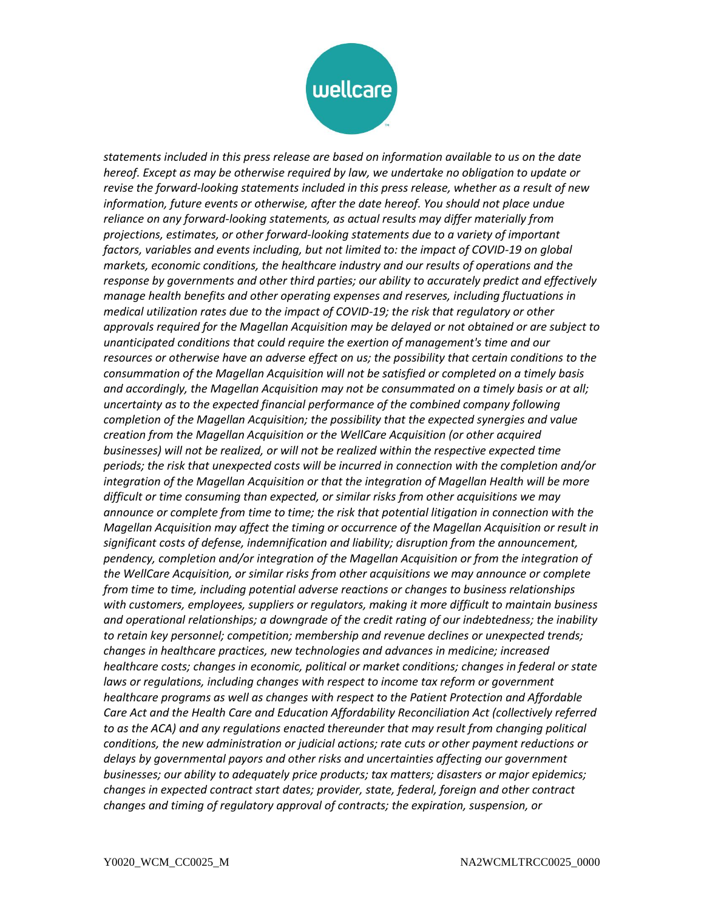*statements included in this press release are based on information available to us on the date hereof. Except as may be otherwise required by law, we undertake no obligation to update or revise the forward-looking statements included in this press release, whether as a result of new information, future events or otherwise, after the date hereof. You should not place undue reliance on any forward-looking statements, as actual results may differ materially from projections, estimates, or other forward-looking statements due to a variety of important factors, variables and events including, but not limited to: the impact of COVID-19 on global markets, economic conditions, the healthcare industry and our results of operations and the response by governments and other third parties; our ability to accurately predict and effectively manage health benefits and other operating expenses and reserves, including fluctuations in medical utilization rates due to the impact of COVID-19; the risk that regulatory or other approvals required for the Magellan Acquisition may be delayed or not obtained or are subject to unanticipated conditions that could require the exertion of management's time and our resources or otherwise have an adverse effect on us; the possibility that certain conditions to the consummation of the Magellan Acquisition will not be satisfied or completed on a timely basis and accordingly, the Magellan Acquisition may not be consummated on a timely basis or at all; uncertainty as to the expected financial performance of the combined company following completion of the Magellan Acquisition; the possibility that the expected synergies and value creation from the Magellan Acquisition or the WellCare Acquisition (or other acquired businesses) will not be realized, or will not be realized within the respective expected time periods; the risk that unexpected costs will be incurred in connection with the completion and/or integration of the Magellan Acquisition or that the integration of Magellan Health will be more difficult or time consuming than expected, or similar risks from other acquisitions we may announce or complete from time to time; the risk that potential litigation in connection with the Magellan Acquisition may affect the timing or occurrence of the Magellan Acquisition or result in significant costs of defense, indemnification and liability; disruption from the announcement, pendency, completion and/or integration of the Magellan Acquisition or from the integration of the WellCare Acquisition, or similar risks from other acquisitions we may announce or complete from time to time, including potential adverse reactions or changes to business relationships with customers, employees, suppliers or regulators, making it more difficult to maintain business and operational relationships; a downgrade of the credit rating of our indebtedness; the inability to retain key personnel; competition; membership and revenue declines or unexpected trends; changes in healthcare practices, new technologies and advances in medicine; increased healthcare costs; changes in economic, political or market conditions; changes in federal or state laws or regulations, including changes with respect to income tax reform or government healthcare programs as well as changes with respect to the Patient Protection and Affordable Care Act and the Health Care and Education Affordability Reconciliation Act (collectively referred to as the ACA) and any regulations enacted thereunder that may result from changing political conditions, the new administration or judicial actions; rate cuts or other payment reductions or delays by governmental payors and other risks and uncertainties affecting our government businesses; our ability to adequately price products; tax matters; disasters or major epidemics; changes in expected contract start dates; provider, state, federal, foreign and other contract changes and timing of regulatory approval of contracts; the expiration, suspension, or*

Y0020_WCM_CC0025_M NA2WCMLTRCC0025_0000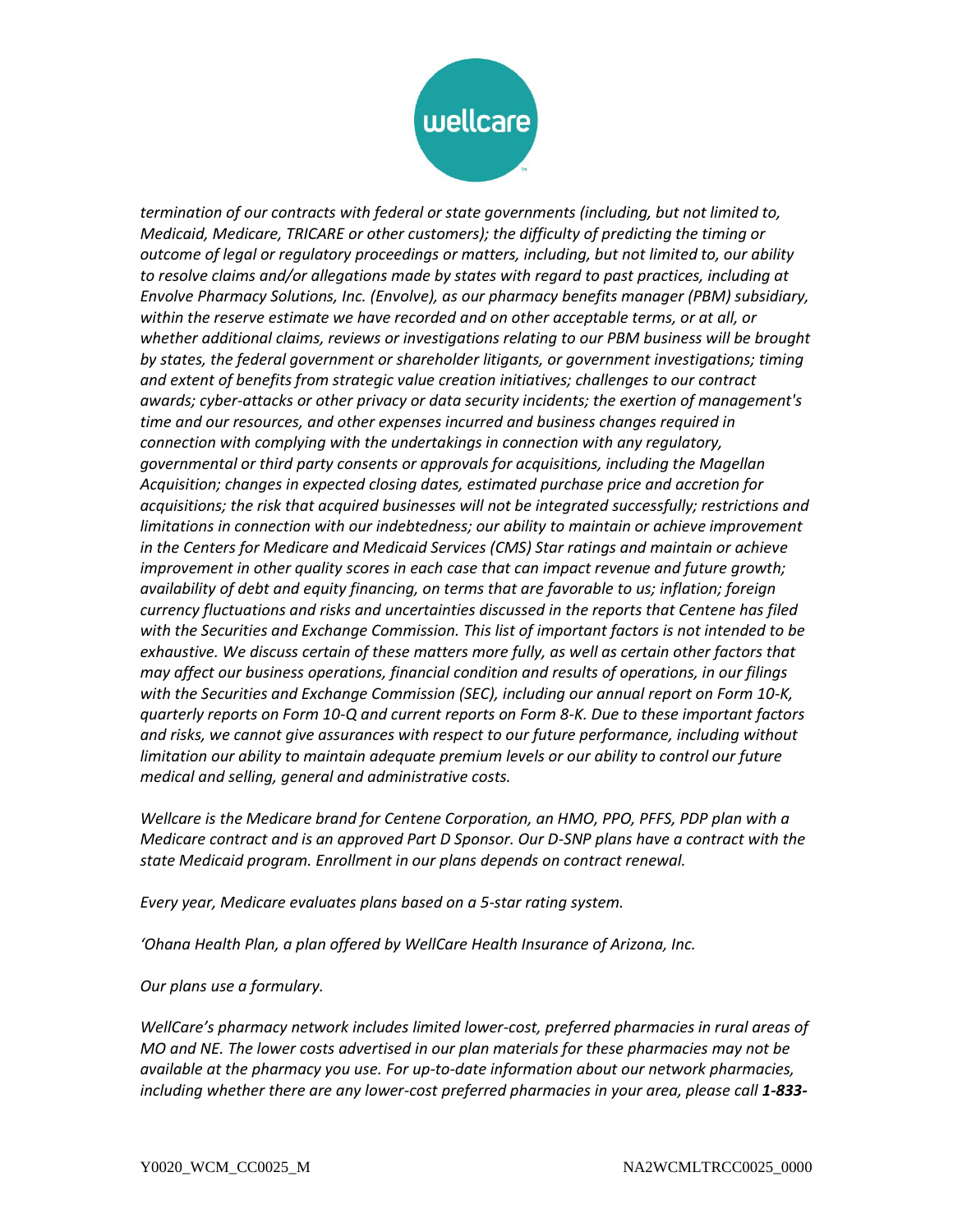*termination of our contracts with federal or state governments (including, but not limited to, Medicaid, Medicare, TRICARE or other customers); the difficulty of predicting the timing or outcome of legal or regulatory proceedings or matters, including, but not limited to, our ability to resolve claims and/or allegations made by states with regard to past practices, including at Envolve Pharmacy Solutions, Inc. (Envolve), as our pharmacy benefits manager (PBM) subsidiary, within the reserve estimate we have recorded and on other acceptable terms, or at all, or whether additional claims, reviews or investigations relating to our PBM business will be brought by states, the federal government or shareholder litigants, or government investigations; timing and extent of benefits from strategic value creation initiatives; challenges to our contract awards; cyber-attacks or other privacy or data security incidents; the exertion of management's time and our resources, and other expenses incurred and business changes required in connection with complying with the undertakings in connection with any regulatory, governmental or third party consents or approvals for acquisitions, including the Magellan Acquisition; changes in expected closing dates, estimated purchase price and accretion for acquisitions; the risk that acquired businesses will not be integrated successfully; restrictions and limitations in connection with our indebtedness; our ability to maintain or achieve improvement in the Centers for Medicare and Medicaid Services (CMS) Star ratings and maintain or achieve improvement in other quality scores in each case that can impact revenue and future growth; availability of debt and equity financing, on terms that are favorable to us; inflation; foreign currency fluctuations and risks and uncertainties discussed in the reports that Centene has filed with the Securities and Exchange Commission. This list of important factors is not intended to be exhaustive. We discuss certain of these matters more fully, as well as certain other factors that may affect our business operations, financial condition and results of operations, in our filings with the Securities and Exchange Commission (SEC), including our annual report on Form 10-K, quarterly reports on Form 10-Q and current reports on Form 8-K. Due to these important factors and risks, we cannot give assurances with respect to our future performance, including without limitation our ability to maintain adequate premium levels or our ability to control our future medical and selling, general and administrative costs.*

*Wellcare is the Medicare brand for Centene Corporation, an HMO, PPO, PFFS, PDP plan with a Medicare contract and is an approved Part D Sponsor. Our D-SNP plans have a contract with the state Medicaid program. Enrollment in our plans depends on contract renewal.*

*Every year, Medicare evaluates plans based on a 5-star rating system.*

*'Ohana Health Plan, a plan offered by WellCare Health Insurance of Arizona, Inc.*

*Our plans use a formulary.*

*WellCare's pharmacy network includes limited lower-cost, preferred pharmacies in rural areas of MO and NE. The lower costs advertised in our plan materials for these pharmacies may not be available at the pharmacy you use. For up-to-date information about our network pharmacies, including whether there are any lower-cost preferred pharmacies in your area, please call* ***1-833-***

Y0020_WCM_CC0025_M NA2WCMLTRCC0025_0000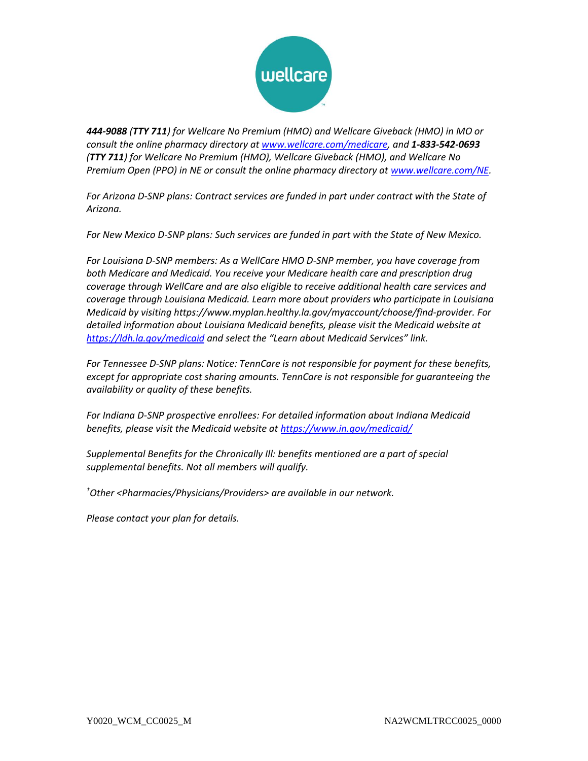***444-9088** (**TTY 711**) for Wellcare No Premium (HMO) and Wellcare Giveback (HMO) in MO or consult the online pharmacy directory at [www.wellcare.com/medicare](www.wellcare.com/medicare), and **1-833-542-0693** (**TTY 711**) for Wellcare No Premium (HMO), Wellcare Giveback (HMO), and Wellcare No Premium Open (PPO) in NE or consult the online pharmacy directory at [www.wellcare.com/NE](www.wellcare.com/NE).*

*For Arizona D-SNP plans: Contract services are funded in part under contract with the State of Arizona.*

*For New Mexico D-SNP plans: Such services are funded in part with the State of New Mexico.*

*For Louisiana D-SNP members: As a WellCare HMO D-SNP member, you have coverage from both Medicare and Medicaid. You receive your Medicare health care and prescription drug coverage through WellCare and are also eligible to receive additional health care services and coverage through Louisiana Medicaid. Learn more about providers who participate in Louisiana Medicaid by visiting https://www.myplan.healthy.la.gov/myaccount/choose/find-provider. For detailed information about Louisiana Medicaid benefits, please visit the Medicaid website at [https://ldh.la.gov/medicaid](https://ldh.la.gov/medicaid) and select the "Learn about Medicaid Services" link.*

*For Tennessee D-SNP plans: Notice: TennCare is not responsible for payment for these benefits, except for appropriate cost sharing amounts. TennCare is not responsible for guaranteeing the availability or quality of these benefits.*

*For Indiana D-SNP prospective enrollees: For detailed information about Indiana Medicaid benefits, please visit the Medicaid website at [https://www.in.gov/medicaid/](https://www.in.gov/medicaid/)*

*Supplemental Benefits for the Chronically Ill: benefits mentioned are a part of special supplemental benefits. Not all members will qualify.*

*[†]Other <Pharmacies/Physicians/Providers> are available in our network.*

*Please contact your plan for details.*

Y0020_WCM_CC0025_M NA2WCMLTRCC0025_0000